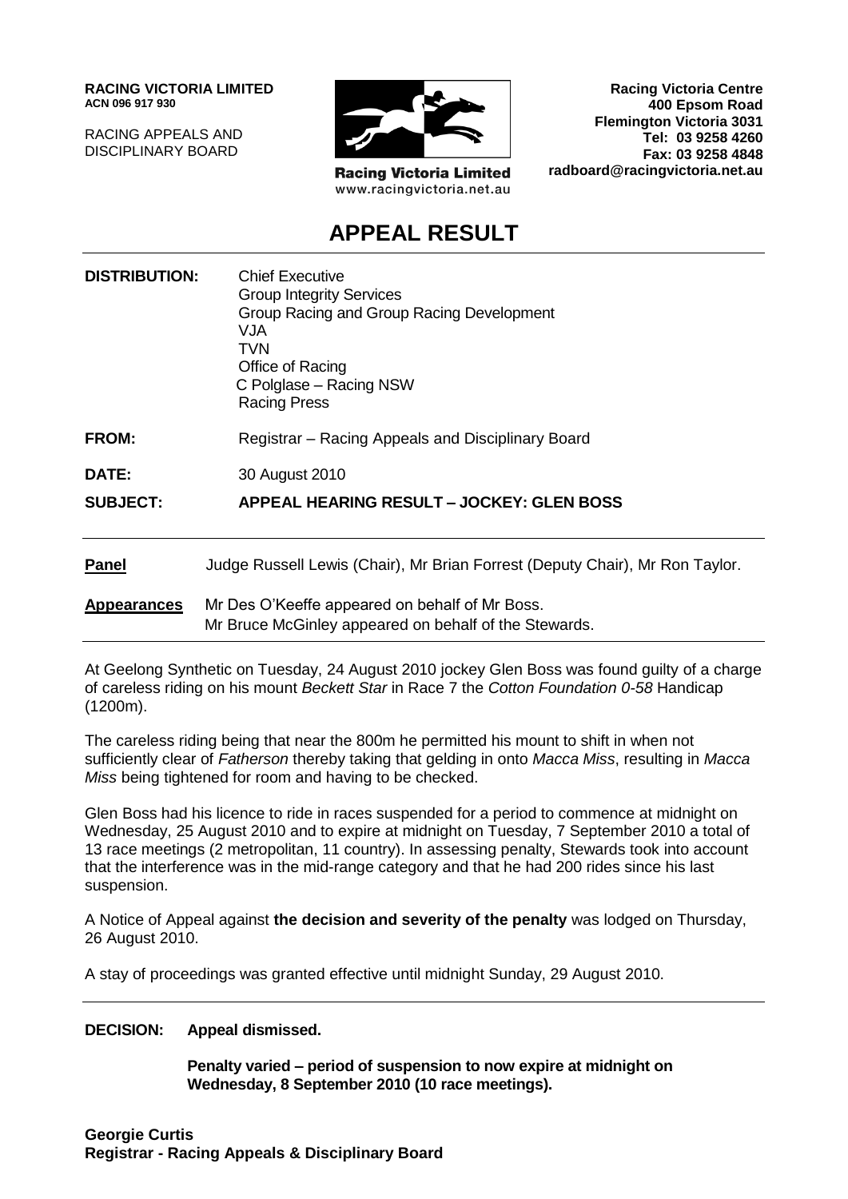**RACING VICTORIA LIMITED**
**ACN 096 917 930**

RACING APPEALS AND
DISCIPLINARY BOARD

Racing Victoria Limited
www.racingvictoria.net.au

**Racing Victoria Centre**
**400 Epsom Road**
**Flemington Victoria 3031**
**Tel: 03 9258 4260**
**Fax: 03 9258 4848**
**radboard@racingvictoria.net.au**

# APPEAL RESULT

**DISTRIBUTION:** Chief Executive
Group Integrity Services
Group Racing and Group Racing Development
VJA
TVN
Office of Racing
C Polglase – Racing NSW
Racing Press

**FROM:** Registrar – Racing Appeals and Disciplinary Board

**DATE:** 30 August 2010

**SUBJECT:** **APPEAL HEARING RESULT – JOCKEY: GLEN BOSS**

---

**Panel** Judge Russell Lewis (Chair), Mr Brian Forrest (Deputy Chair), Mr Ron Taylor.

**Appearances** Mr Des O'Keeffe appeared on behalf of Mr Boss.
Mr Bruce McGinley appeared on behalf of the Stewards.

---

At Geelong Synthetic on Tuesday, 24 August 2010 jockey Glen Boss was found guilty of a charge of careless riding on his mount *Beckett Star* in Race 7 the *Cotton Foundation 0-58* Handicap (1200m).

The careless riding being that near the 800m he permitted his mount to shift in when not sufficiently clear of *Fatherson* thereby taking that gelding in onto *Macca Miss*, resulting in *Macca Miss* being tightened for room and having to be checked.

Glen Boss had his licence to ride in races suspended for a period to commence at midnight on Wednesday, 25 August 2010 and to expire at midnight on Tuesday, 7 September 2010 a total of 13 race meetings (2 metropolitan, 11 country). In assessing penalty, Stewards took into account that the interference was in the mid-range category and that he had 200 rides since his last suspension.

A Notice of Appeal against **the decision and severity of the penalty** was lodged on Thursday, 26 August 2010.

A stay of proceedings was granted effective until midnight Sunday, 29 August 2010.

---

**DECISION: Appeal dismissed.**

**Penalty varied – period of suspension to now expire at midnight on Wednesday, 8 September 2010 (10 race meetings).**

**Georgie Curtis**
**Registrar - Racing Appeals & Disciplinary Board**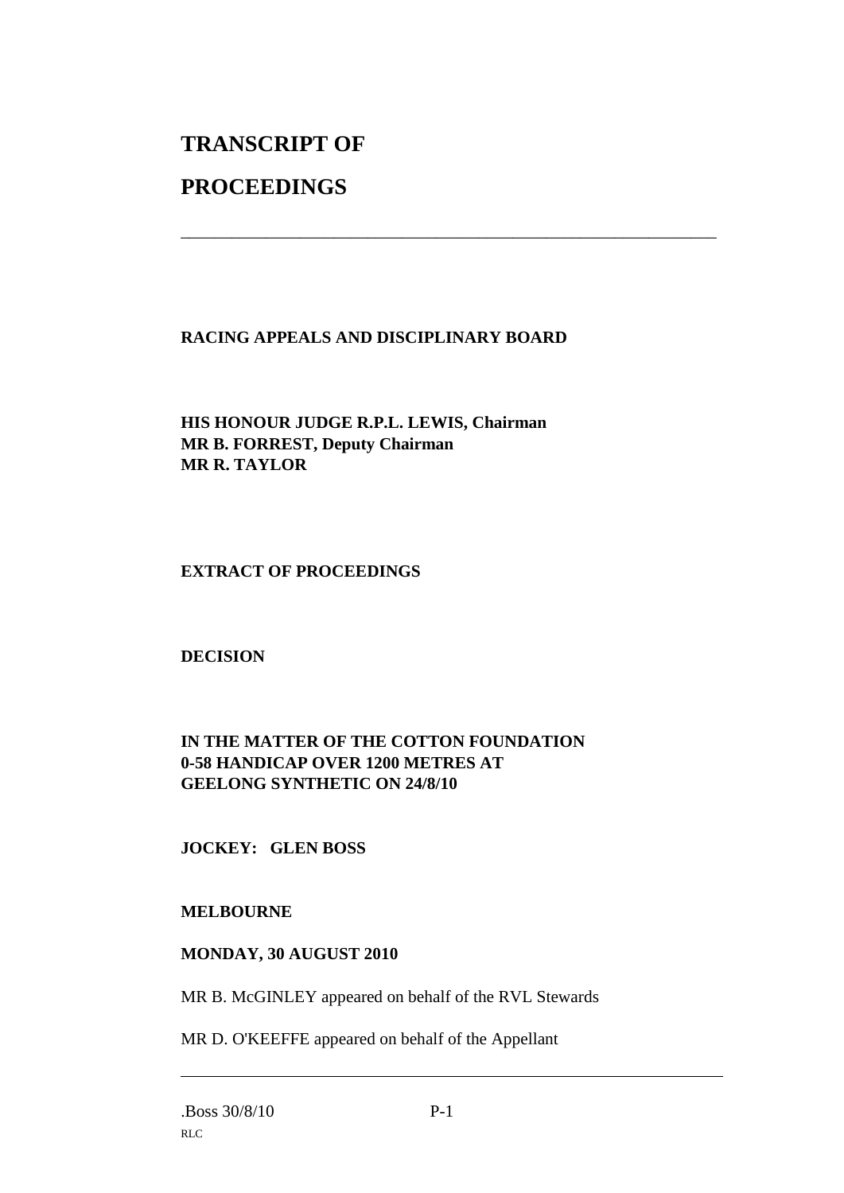# TRANSCRIPT OF

# PROCEEDINGS

---

**RACING APPEALS AND DISCIPLINARY BOARD**

**HIS HONOUR JUDGE R.P.L. LEWIS, Chairman**
**MR B. FORREST, Deputy Chairman**
**MR R. TAYLOR**

**EXTRACT OF PROCEEDINGS**

**DECISION**

**IN THE MATTER OF THE COTTON FOUNDATION**
**0-58 HANDICAP OVER 1200 METRES AT**
**GEELONG SYNTHETIC ON 24/8/10**

**JOCKEY: GLEN BOSS**

**MELBOURNE**

**MONDAY, 30 AUGUST 2010**

MR B. McGINLEY appeared on behalf of the RVL Stewards

MR D. O'KEEFFE appeared on behalf of the Appellant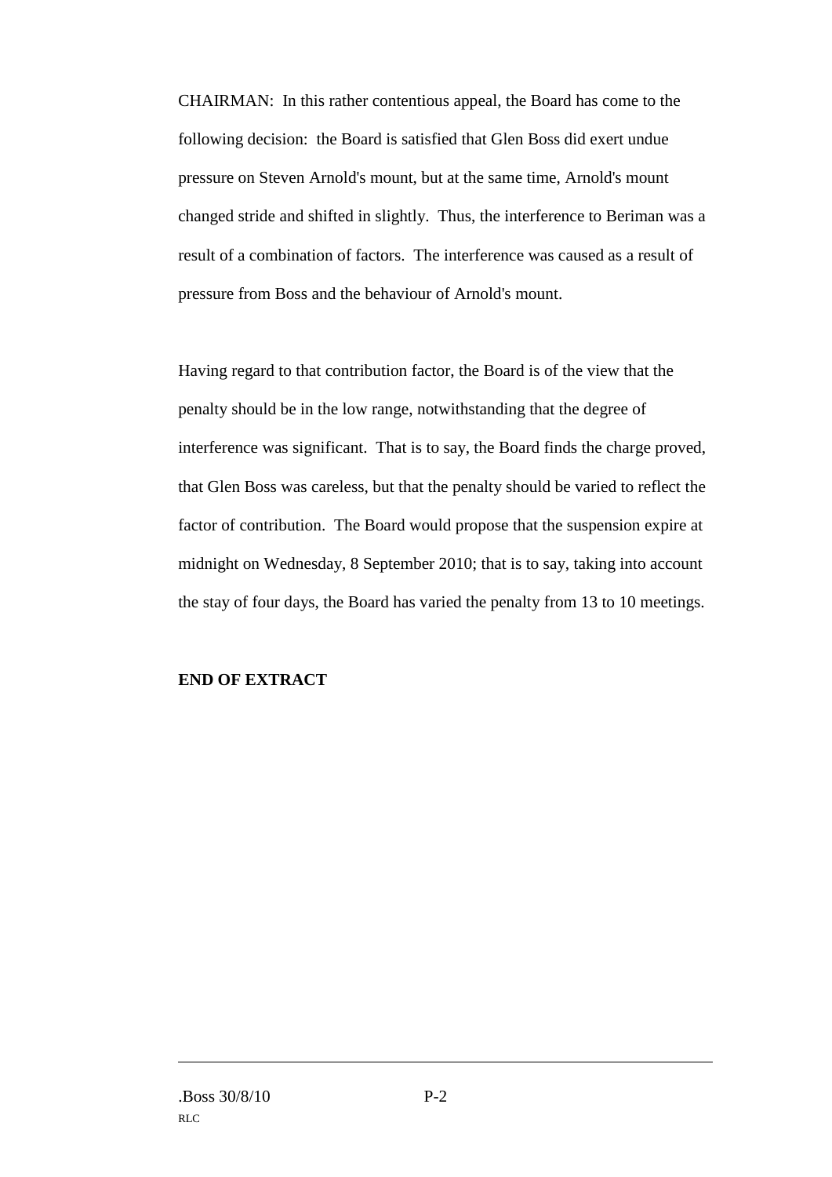CHAIRMAN: In this rather contentious appeal, the Board has come to the following decision: the Board is satisfied that Glen Boss did exert undue pressure on Steven Arnold's mount, but at the same time, Arnold's mount changed stride and shifted in slightly. Thus, the interference to Beriman was a result of a combination of factors. The interference was caused as a result of pressure from Boss and the behaviour of Arnold's mount.

Having regard to that contribution factor, the Board is of the view that the penalty should be in the low range, notwithstanding that the degree of interference was significant. That is to say, the Board finds the charge proved, that Glen Boss was careless, but that the penalty should be varied to reflect the factor of contribution. The Board would propose that the suspension expire at midnight on Wednesday, 8 September 2010; that is to say, taking into account the stay of four days, the Board has varied the penalty from 13 to 10 meetings.

**END OF EXTRACT**